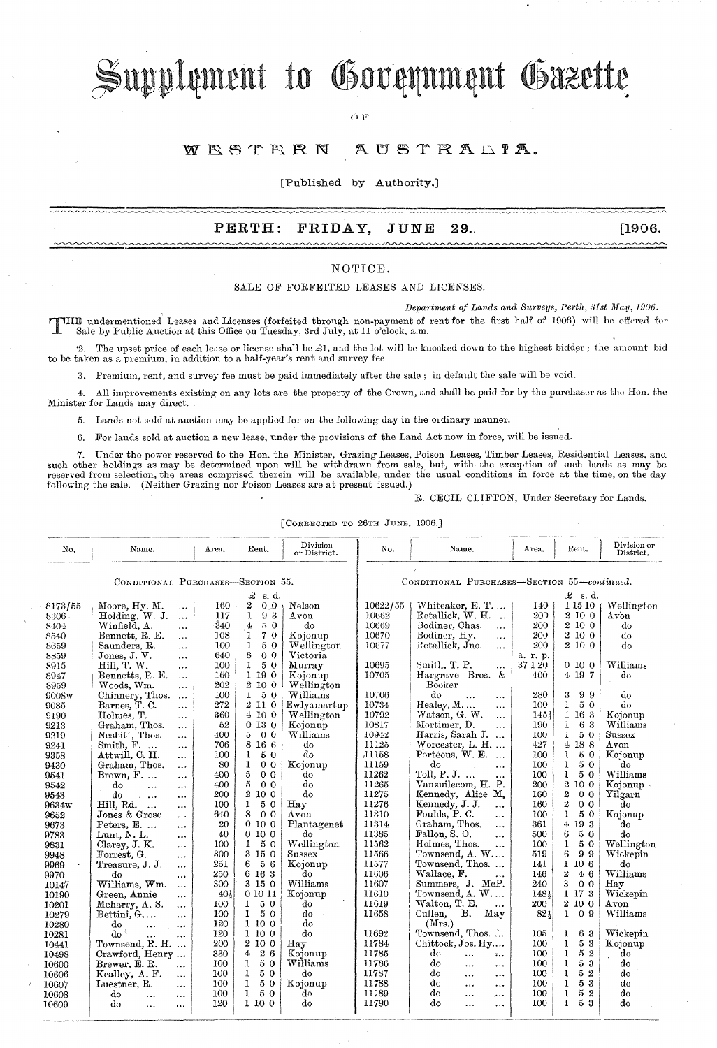# Supplement to Government Gazette

OF

# WESTERN AUSTRALIA.

[Published by Authority.]

**PERTH: FRIDAY, JUNE 29.** **[1906.**

## NOTICE.

### SALE OF FORFEITED LEASES AND LICENSES.

*Department of Lands and Surveys, Perth, 31st May, 1906.*

THE undermentioned Leases and Licenses (forfeited through non-payment of rent for the first half of 1906) will be offered for Sale by Public Auction at this Office on Tuesday, 3rd July, at 11 o'clock, a.m.

2. The upset price of each lease or license shall be £1, and the lot will be knocked down to the highest bidder; the amount bid to be taken as a premium, in addition to a half-year's rent and survey fee.

3. Premium, rent, and survey fee must be paid immediately after the sale; in default the sale will be void.

4. All improvements existing on any lots are the property of the Crown, and shall be paid for by the purchaser as the Hon. the Minister for Lands may direct.

5. Lands not sold at auction may be applied for on the following day in the ordinary manner.

6. For lands sold at auction a new lease, under the provisions of the Land Act now in force, will be issued.

7. Under the power reserved to the Hon. the Minister, Grazing Leases, Poison Leases, Timber Leases, Residential Leases, and such other holdings as may be determined upon will be withdrawn from sale, but, with the exception of such lands as may be reserved from selection, the areas comprised therein will be available, under the usual conditions in force at the time, on the day following the sale. (Neither Grazing nor Poison Leases are at present issued.)

R. CECIL CLIFTON, Under Secretary for Lands.

[Corrected to 26th June, 1906.]

| No. | Name. | Area. | Rent. | Division or District. |
|---|---|---|---|---|
| | CONDITIONAL PURCHASES—SECTION 55. | | | |
| | | | £ s. d. | |
| 8173/55 | Moore, Hy. M. ... | 160 | 2 0 0 | Nelson |
| 8306 | Holding, W. J. ... | 117 | 1 9 3 | Avon |
| 8404 | Winfield, A. ... | 340 | 4 5 0 | do |
| 8540 | Bennett, R. E. ... | 108 | 1 7 0 | Kojonup |
| 8659 | Saunders, R. ... | 100 | 1 5 0 | Wellington |
| 8859 | Jones, J. V. ... | 640 | 8 0 0 | Victoria |
| 8915 | Hill, T. W. ... | 100 | 1 5 0 | Murray |
| 8947 | Bennetts, R. E. ... | 160 | 1 19 0 | Kojonup |
| 8959 | Woods, Wm. ... | 202 | 2 10 0 | Wellington |
| 9008w | Chinnery, Thos. ... | 100 | 1 5 0 | Williams |
| 9085 | Barnes, T. C. ... | 272 | 2 11 0 | Ewlyamartup |
| 9190 | Holmes, T. ... | 360 | 4 10 0 | Wellington |
| 9213 | Graham, Thos. ... | 52 | 0 13 0 | Kojonup |
| 9219 | Nesbitt, Thos. ... | 400 | 5 0 0 | Williams |
| 9241 | Smith, F. ... | 706 | 8 16 6 | do |
| 9358 | Attwill, C. H. ... | 100 | 1 5 0 | do |
| 9430 | Graham, Thos. ... | 80 | 1 0 0 | Kojonup |
| 9541 | Brown, F. ... | 400 | 5 0 0 | do |
| 9542 | do ... | 400 | 5 0 0 | do |
| 9543 | do ... | 200 | 2 10 0 | do |
| 9634w | Hill, Rd. ... | 100 | 1 5 0 | Hay |
| 9652 | Jones & Grose ... | 640 | 8 0 0 | Avon |
| 9673 | Peters, E. ... | 20 | 0 10 0 | Plantagenet |
| 9783 | Lunt, N. L. ... | 40 | 0 10 0 | do |
| 9831 | Clarey, J. K. ... | 100 | 1 5 0 | Wellington |
| 9948 | Forrest, G. ... | 300 | 3 15 0 | Sussex |
| 9969 | Treasure, J. J. ... | 251 | 6 5 6 | Kojonup |
| 9970 | do ... | 250 | 6 16 3 | do |
| 10147 | Williams, Wm. ... | 300 | 3 15 0 | Williams |
| 10190 | Green, Annie ... | 40½ | 0 10 11 | Kojonup |
| 10201 | Meharry, A. S. ... | 100 | 1 5 0 | do |
| 10279 | Bettini, G. ... | 100 | 1 5 0 | do |
| 10280 | do ... | 120 | 1 10 0 | do |
| 10281 | do ... | 120 | 1 10 0 | do |
| 10441 | Townsend, R. H. ... | 200 | 2 10 0 | Hay |
| 10498 | Crawford, Henry ... | 330 | 4 2 6 | Kojonup |
| 10600 | Brewer, E. R. ... | 100 | 1 5 0 | Williams |
| 10606 | Kealley, A. F. ... | 100 | 1 5 0 | do |
| 10607 | Luestner, R. ... | 100 | 1 5 0 | Kojonup |
| 10608 | do ... | 100 | 1 5 0 | do |
| 10609 | do ... | 120 | 1 10 0 | do |
| | CONDITIONAL PURCHASES—SECTION 55—*continued.* | | | |
| | | | £ s. d. | |
| 10622/55 | Whiteaker, E. T. ... | 140 | 1 15 10 | Wellington |
| 10662 | Retallick, W. H. ... | 200 | 2 10 0 | Avon |
| 10669 | Bodiner, Chas. ... | 200 | 2 10 0 | do |
| 10670 | Bodiner, Hy. ... | 200 | 2 10 0 | do |
| 10677 | Retallick, Jno. ... | 200 | 2 10 0 | do |
| | | a. r. p. | | |
| 10695 | Smith, T. P. ... | 37 1 20 | 0 10 0 | Williams |
| 10705 | Hargrave Bros. & Booker | 400 | 4 19 7 | do |
| 10706 | do ... | 280 | 3 9 9 | do |
| 10734 | Healey, M. ... | 100 | 1 5 0 | do |
| 10792 | Watson, G. W. ... | 145½ | 1 16 3 | Kojonup |
| 10817 | Mortimer, D. ... | 190 | 1 6 3 | Williams |
| 10942 | Harris, Sarah J. ... | 100 | 1 5 0 | Sussex |
| 11125 | Worcester, L. H. ... | 427 | 4 18 8 | Avon |
| 11158 | Porteous, W. E. ... | 100 | 1 5 0 | Kojonup |
| 11159 | do ... | 100 | 1 5 0 | do |
| 11262 | Toll, P. J. ... | 100 | 1 5 0 | Williams |
| 11265 | Vanzuilecom, H. P. | 200 | 2 10 0 | Kojonup |
| 11275 | Kennedy, Alice M. | 160 | 2 0 0 | Yilgarn |
| 11276 | Kennedy, J. J. ... | 160 | 2 0 0 | do |
| 11310 | Foulds, P. C. ... | 100 | 1 5 0 | Kojonup |
| 11314 | Graham, Thos. ... | 361 | 4 19 3 | do |
| 11385 | Fallon, S. O. ... | 500 | 6 5 0 | do |
| 11562 | Holmes, Thos. ... | 100 | 1 5 0 | Wellington |
| 11566 | Townsend, A. W. ... | 519 | 6 9 9 | Wickepin |
| 11577 | Townsend, Thos. ... | 141 | 1 10 6 | do |
| 11606 | Wallace, F. ... | 146 | 2 4 6 | Williams |
| 11607 | Summers, J. McP. | 240 | 3 0 0 | Hay |
| 11610 | Townsend, A. W. ... | 148½ | 1 17 3 | Wickepin |
| 11619 | Walton, T. E. ... | 200 | 2 10 0 | Avon |
| 11658 | Cullen, B. May (Mrs.) | 82½ | 1 0 9 | Williams |
| 11692 | Townsend, Thos. ... | 105 | 1 6 3 | Wickepin |
| 11784 | Chittock, Jos. Hy.... | 100 | 1 5 3 | Kojonup |
| 11785 | do ... | 100 | 1 5 2 | do |
| 11786 | do ... | 100 | 1 5 3 | do |
| 11787 | do ... | 100 | 1 5 2 | do |
| 11788 | do ... | 100 | 1 5 3 | do |
| 11789 | do ... | 100 | 1 5 2 | do |
| 11790 | do ... | 100 | 1 5 3 | do |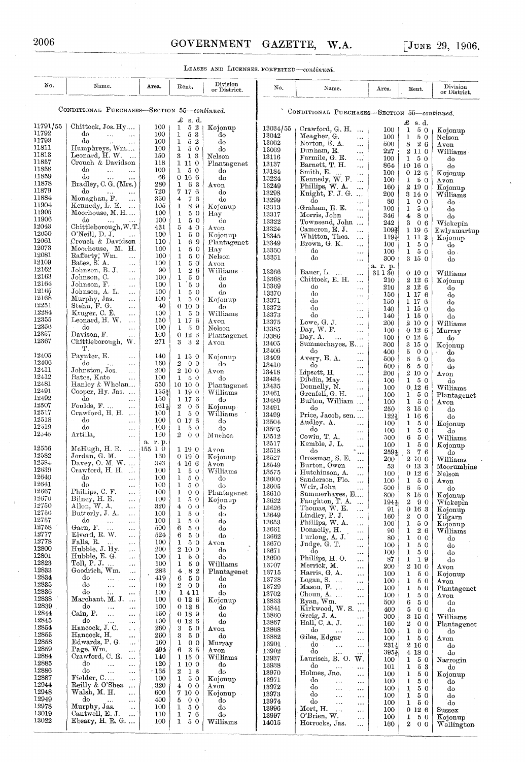LEASES AND LICENSES FORFEITED—*continued*.

CONDITIONAL PURCHASES—SECTION 55—*continued*.

| No. | Name. | Area. | Rent. | Division or District. |
|---|---|---|---|---|
| | | | £ s. d. | |
| 11791/55 | Chittock, Jos. Hy.... | 100 | 1 5 2 | Kojonup |
| 11792 | do ... ... | 100 | 1 5 3 | do |
| 11793 | do ... ... | 100 | 1 5 2 | do |
| 11811 | Humphreys, Wm.... | 100 | 1 5 0 | do |
| 11813 | Leonard, H. W. ... | 150 | 3 1 3 | Nelson |
| 11857 | Crouch & Davidson | 118 | 1 11 0 | Plantagenet |
| 11858 | do ... ... | 100 | 1 5 0 | do |
| 11859 | do ... ... | 66 | 0 16 6 | do |
| 11878 | Bradley, C. G. (Mrs.) | 280 | 1 6 3 | Avon |
| 11879 | do ... ... | 720 | 7 17 6 | do |
| 11884 | Monaghan, F. ... | 350 | 4 7 6 | do |
| 11904 | Kennedy, L. E. ... | 105 | 1 8 9 | Kojonup |
| 11905 | Moorhouse, M. H.... | 100 | 1 5 0 | Hay |
| 11906 | do ... ... | 100 | 1 5 0 | do |
| 12043 | Chittleborough, W. T. | 431 | 5 4 0 | Avon |
| 12050 | O'Neill, D. J. ... | 100 | 1 5 0 | Kojonup |
| 12061 | Crouch & Davidson | 110 | 1 6 9 | Plantagenet |
| 12073 | Moorhouse, M. H. | 100 | 1 5 0 | Hay |
| 12081 | Rafferty, Wm. ... | 100 | 1 5 0 | Nelson |
| 12109 | Bates, S. A. ... | 100 | 1 5 0 | Avon |
| 12162 | Johnson, B. J. ... | 90 | 1 2 6 | Williams |
| 12163 | Johnson, C. ... | 100 | 1 5 0 | do |
| 12164 | Johnson, F. ... | 100 | 1 5 0 | do |
| 12165 | Johnson, A. L. ... | 100 | 1 5 0 | do |
| 12168 | Murphy, Jas. ... | 100 | 1 5 0 | Kojonup |
| 12251 | Stehn, F. G. ... | 40 | 0 10 0 | do |
| 12284 | Kruger, C. E. ... | 100 | 1 5 0 | Williams |
| 12355 | Leonard, H. W. ... | 150 | 1 17 6 | Avon |
| 12356 | do ... ... | 100 | 1 5 0 | Nelson |
| 12357 | Davison, F. ... | 100 | 0 12 6 | Plantagenet |
| 12367 | Chittleborough, W. T. | 271 | 3 3 2 | Avon |
| 12405 | Paynter, E. ... | 140 | 1 15 0 | Kojonup |
| 12406 | do ... ... | 160 | 2 0 0 | do |
| 12411 | Johnston, Jos. ... | 200 | 2 10 0 | Avon |
| 12412 | Bates, Kate ... | 100 | 1 5 0 | do |
| 12481 | Hanley & Whelan... | 550 | 10 10 0 | Plantagenet |
| 12491 | Cooper, Hy. Jas. ... | 155¾ | 1 19 0 | Williams |
| 12492 | do ... ... | 150 | 1 17 6 | do |
| 12507 | Foulds, F. ... ... | 161¼ | 2 0 6 | Kojonup |
| 12517 | Crawford, H. H. ... | 100 | 1 5 0 | Williams |
| 12518 | do ... ... | 100 | 0 17 6 | do |
| 12519 | do ... ... | 100 | 1 5 0 | do |
| 12545 | Artilla, ... | 160 | 2 0 0 | Muchea |
| | | a. r. p. | | |
| 12556 | McHugh, H. R. ... | 155 1 0 | 1 19 0 | Avon |
| 12582 | Jordan, G. M. ... | 160 | 0 19 0 | Kojonup |
| 12584 | Davey, O. M. W. ... | 393 | 4 16 6 | Avon |
| 12639 | Crawford, H. H. ... | 100 | 1 5 0 | Williams |
| 12640 | do ... ... | 100 | 1 5 0 | do |
| 12641 | do ... ... | 100 | 1 5 0 | do |
| 12667 | Phillips, C. F. ... | 100 | 1 0 0 | Plantagenet |
| 12670 | Bilney, H. E. ... | 100 | 1 5 0 | Kojonup |
| 12750 | Allen, W. A. ... | 320 | 4 0 0 | do |
| 12756 | Butterly, J. A. ... | 100 | 1 5 0 | do |
| 12757 | do ... ... | 100 | 1 5 0 | do |
| 12758 | Garn, F. ... ... | 500 | 6 5 0 | do |
| 12777 | Elverd, R. W. ... | 524 | 6 5 0 | do |
| 12778 | Falls, R. ... ... | 100 | 1 5 0 | Avon |
| 12800 | Hubble, J. Hy. ... | 200 | 2 10 0 | do |
| 12801 | Hubble, E. G. ... | 100 | 1 5 0 | do |
| 12823 | Toll, P. J. ... ... | 100 | 1 5 0 | Williams |
| 12833 | Goodrich, Wm. ... | 283 | 4 8 2 | Plantagenet |
| 12834 | do ... ... | 419 | 6 5 0 | do |
| 12835 | do ... ... | 160 | 2 0 0 | do |
| 12836 | do ... ... | 100 | 1 4 11 | do |
| 12838 | Marchant, M. J. ... | 100 | 0 12 6 | Kojonup |
| 12839 | do ... ... | 100 | 0 12 6 | do |
| 12844 | Cain, P. ... ... | 150 | 0 18 9 | do |
| 12845 | do ... ... | 100 | 0 12 6 | do |
| 12854 | Hancock, J. C. ... | 260 | 3 5 0 | Avon |
| 12855 | Hancock, H. ... | 260 | 3 5 0 | do |
| 12858 | Edwards, P. G. ... | 160 | 1 0 0 | Murray |
| 12859 | Page, Wm. ... | 494 | 6 3 5 | Avon |
| 12884 | Crawford, C. E. ... | 140 | 1 15 0 | Williams |
| 12885 | do ... ... | 120 | 1 10 0 | do |
| 12886 | do ... ... | 165 | 2 1 3 | do |
| 12887 | Fielder, C.... ... | 100 | 1 5 0 | Kojonup |
| 12944 | Reilly & O'Shea ... | 320 | 4 0 0 | Avon |
| 12948 | Walsh, M. H. ... | 600 | 7 10 0 | Kojonup |
| 12949 | do ... ... | 400 | 5 0 0 | do |
| 12978 | Murphy, Jas. ... | 100 | 1 5 0 | do |
| 13019 | Cantwell, E. J. ... | 110 | 1 7 6 | do |
| 13022 | Ebsary, H. R. G. ... | 100 | 1 5 0 | Williams |
| 13034/55 | Crawford, G. H. ... | 100 | 1 5 0 | Kojonup |
| 13042 | Meagher, G. ... | 100 | 1 5 0 | Nelson |
| 13062 | Norton, E. A. ... | 500 | 8 2 6 | Avon |
| 13069 | Dunham, E. ... | 227 | 2 11 0 | Williams |
| 13116 | Farmile, G. E. ... | 100 | 1 5 0 | do |
| 13137 | Barnett, T. H. ... | 864 | 10 16 0 | do |
| 13184 | Smith, E. ... ... | 100 | 0 12 6 | Kojonup |
| 13224 | Kennedy, W. F. ... | 100 | 1 5 0 | Avon |
| 13249 | Phillips, W. A. ... | 160 | 2 19 0 | Kojonup |
| 13298 | Knight, F. J. G. ... | 200 | 3 14 0 | Williams |
| 13299 | do ... ... | 80 | 1 0 0 | do |
| 13313 | Graham, E. E. ... | 100 | 1 5 0 | do |
| 13317 | Morris, John ... | 346 | 4 8 0 | do |
| 13322 | Townsend, John ... | 242 | 3 0 6 | Wickepin |
| 13324 | Cameron, E. J. ... | 109¾ | 1 19 6 | Ewlyamartup |
| 13345 | Whitton, Thos. ... | 119½ | 1 11 3 | Kojonup |
| 13349 | Brown, G. K. ... | 100 | 1 5 0 | do |
| 13350 | do ... ... | 100 | 1 5 0 | do |
| 13351 | do ... ... | 300 | 3 15 0 | do |
| | | a. r. p. | | |
| 13366 | Bauer, L. ... ... | 31 1 30 | 0 10 0 | Williams |
| 13368 | Chittock, E. H. ... | 210 | 2 12 6 | Kojonup |
| 13369 | do ... ... | 210 | 2 12 6 | do |
| 13370 | do ... ... | 150 | 1 17 6 | do |
| 13371 | do ... ... | 150 | 1 17 6 | do |
| 13372 | do ... ... | 140 | 1 15 0 | do |
| 13373 | do ... ... | 140 | 1 15 0 | do |
| 13375 | Lowe, G. J. ... | 200 | 2 10 0 | Williams |
| 13385 | Day, W. F. ... | 100 | 0 12 6 | Murray |
| 13386 | Day, A. ... ... | 100 | 0 12 6 | do |
| 13405 | Summerhayes, E.... | 300 | 3 15 0 | Kojonup |
| 13406 | do ... ... | 400 | 5 0 0 | do |
| 13409 | Avery, E. A. ... | 500 | 6 5 0 | do |
| 13410 | do ... ... | 500 | 6 5 0 | do |
| 13418 | Lipsett, H. ... | 200 | 2 10 0 | Avon |
| 13434 | Dibdin, May ... | 100 | 1 5 0 | do |
| 13435 | Donnelly, N. ... | 100 | 0 12 6 | Williams |
| 13461 | Grenfell, G. H. ... | 100 | 1 5 0 | Plantagenet |
| 13489 | Bufton, William ... | 100 | 1 5 0 | Avon |
| 13491 | do ... ... | 250 | 3 15 0 | do |
| 13499 | Price, Jacob, sen.... | 122¼ | 1 16 6 | do |
| 13504 | Audley, A. ... | 100 | 1 5 0 | Kojonup |
| 13505 | do ... ... | 100 | 1 5 0 | do |
| 13512 | Cowin, T. A. ... | 500 | 6 5 0 | Williams |
| 13517 | Kemble, J. L. ... | 100 | 1 5 0 | Kojonup |
| 13518 | do ... ... | 259½ | 3 7 6 | do |
| 13527 | Crossman, S. E. ... | 200 | 2 10 0 | Williams |
| 13549 | Burton, Owen ... | 53 | 0 13 3 | Moorumbine |
| 13575 | Hutchinson, A. ... | 100 | 0 12 6 | Nelson |
| 13600 | Sanderson, Flo. ... | 100 | 1 5 0 | Avon |
| 13605 | Weir, John ... | 500 | 6 5 0 | do |
| 13610 | Summerhayes, E.... | 300 | 3 15 0 | Kojonup |
| 13622 | Faughton, T. A. ... | 194¼ | 2 9 0 | Wickepin |
| 13626 | Thomas, W. E. ... | 91 | 0 16 3 | Kojonup |
| 13649 | Lindley, P. J. ... | 160 | 2 0 0 | Yilgarn |
| 13653 | Phillips, W. A. ... | 100 | 1 5 0 | Kojonup |
| 13661 | Donnelly, H. ... | 90 | 1 2 6 | Williams |
| 13662 | Furlong, A. J. ... | 80 | 1 0 0 | do |
| 13670 | Judge, G. T. ... | 100 | 1 5 0 | do |
| 13671 | do ... ... | 100 | 1 5 0 | do |
| 13690 | Phillips, H. O. ... | 87 | 1 1 9 | do |
| 13707 | Merrick, M. ... | 200 | 2 10 0 | Avon |
| 13715 | Harris, G. A. ... | 100 | 1 5 0 | Kojonup |
| 13728 | Logan, S. ... ... | 100 | 1 5 0 | Avon |
| 13729 | Mason, F. ... ... | 100 | 1 5 0 | Plantagenet |
| 13762 | Choun, A. ... ... | 100 | 1 5 0 | Avon |
| 13833 | Ryan, Wm. ... | 500 | 6 5 0 | do |
| 13841 | Kirkwood, W. S. ... | 400 | 5 0 0 | do |
| 13860 | Greig, J. A. ... | 300 | 3 15 0 | Williams |
| 13867 | Hall, C. A. J. ... | 160 | 2 0 0 | Plantagenet |
| 13868 | do ... ... | 100 | 1 5 0 | do |
| 13882 | Giles, Edgar ... | 100 | 1 5 0 | Avon |
| 13901 | do ... ... | 231¼ | 2 16 0 | do |
| 13902 | do ... ... | 395½ | 4 18 0 | do |
| 13937 | Laurisch, B. O. W. | 100 | 1 5 0 | Narrogin |
| 13938 | do ... ... | 101 | 1 5 3 | do |
| 13970 | Holmes, Jno. ... | 100 | 1 5 0 | Kojonup |
| 13971 | do ... ... | 100 | 1 5 0 | do |
| 13972 | do ... ... | 100 | 1 5 0 | do |
| 13973 | do ... ... | 100 | 1 5 0 | do |
| 13974 | do ... ... | 100 | 1 5 0 | do |
| 13996 | Mort, H. ... ... | 100 | 0 12 6 | Sussex |
| 13997 | O'Brien, W. ... | 100 | 1 5 0 | Kojonup |
| 14015 | Horrocks, Jas. ... | 160 | 2 0 0 | Wellington |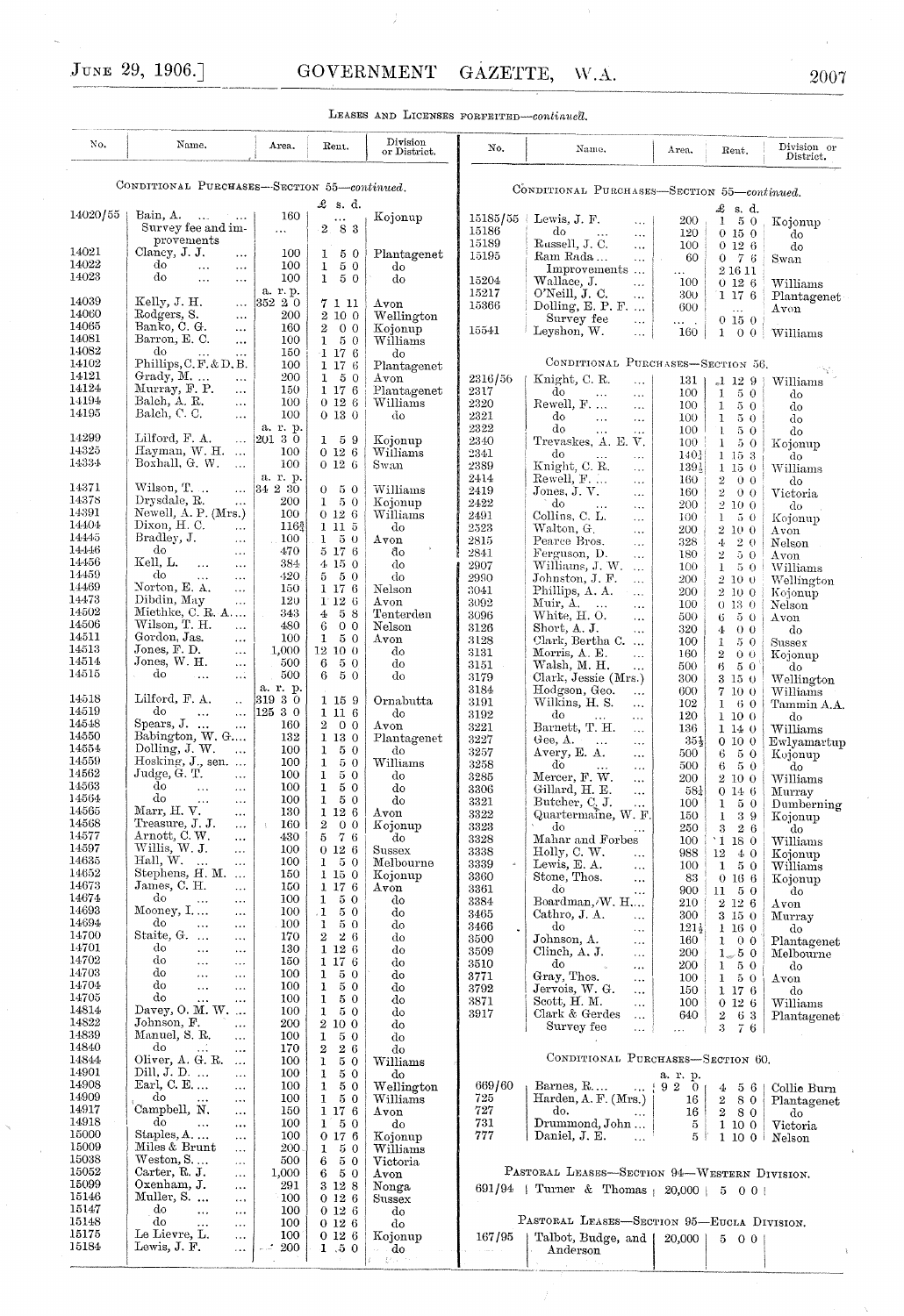LEASES AND LICENSES FORFEITED—*continued.*

CONDITIONAL PURCHASES—SECTION 55—*continued.*

| No. | Name. | Area. | Rent. | Division or District. |
|---|---|---|---|---|
| | | | £ s. d. | |
| 14020/55 | Bain, A. ... ... | 160 | ... | Kojonup |
| | Survey fee and improvements | ... | 2 8 3 | |
| 14021 | Clancy, J. J. ... | 100 | 1 5 0 | Plantagenet |
| 14022 | do ... ... | 100 | 1 5 0 | do |
| 14023 | do ... ... | 100 | 1 5 0 | do |
| | | a. r. p. | | |
| 14039 | Kelly, J. H. ... | 352 2 0 | 7 1 11 | Avon |
| 14060 | Rodgers, S. ... | 200 | 2 10 0 | Wellington |
| 14065 | Banko, C. G. ... | 160 | 2 0 0 | Kojonup |
| 14081 | Barron, E. C. ... | 100 | 1 5 0 | Williams |
| 14082 | do ... ... | 150 | 1 17 6 | do |
| 14102 | Phillips, C. F. & D. B. | 150 | 1 17 6 | Plantagenet |
| 14121 | Grady, M. ... ... | 200 | 1 5 0 | Avon |
| 14124 | Murray, F. P. ... | 150 | 1 17 6 | Plantagenet |
| 14194 | Balch, A. R. ... | 100 | 0 12 6 | Williams |
| 14195 | Balch, C. C. ... | 100 | 0 13 0 | do |
| | | a. r. p. | | |
| 14299 | Lilford, F. A. ... | 201 3 0 | 1 5 9 | Kojonup |
| 14325 | Hayman, W. H. ... | 100 | 0 12 6 | Williams |
| 14334 | Boxhall, G. W. ... | 100 | 0 12 6 | Swan |
| | | a. r. p. | | |
| 14371 | Wilson, T. ... | 34 2 30 | 0 5 0 | Williams |
| 14378 | Drysdale, R. ... | 200 | 1 5 0 | Kojonup |
| 14391 | Newell, A. P. (Mrs.) | 100 | 0 12 6 | Williams |
| 14404 | Dixon, H. C. ... | 116¾ | 1 11 5 | do |
| 14445 | Bradley, J. ... | 100 | 1 5 0 | Avon |
| 14446 | do ... ... | 470 | 5 17 6 | do |
| 14456 | Kell, L. ... ... | 384 | 4 15 0 | do |
| 14459 | do ... ... | 420 | 5 5 0 | do |
| 14469 | Norton, E. A. ... | 150 | 1 17 6 | Nelson |
| 14473 | Dibdin, May ... | 120 | 1 12 6 | Avon |
| 14502 | Miethke, C. R. A.... | 343 | 4 5 8 | Tenterden |
| 14506 | Wilson, T. H. ... | 480 | 6 0 0 | Nelson |
| 14511 | Gordon, Jas. ... | 100 | 1 5 0 | Avon |
| 14513 | Jones, F. D. ... | 1,000 | 12 10 0 | do |
| 14514 | Jones, W. H. ... | 500 | 6 5 0 | do |
| 14515 | do ... ... | 500 | 6 5 0 | do |
| | | a. r. p. | | |
| 14518 | Lilford, F. A. .. | 319 3 0 | 1 15 9 | Ornabutta |
| 14519 | do ... ... | 125 3 0 | 1 11 6 | do |
| 14548 | Spears, J. ... ... | 160 | 2 0 0 | Avon |
| 14550 | Babington, W. G.... | 132 | 1 13 0 | Plantagenet |
| 14554 | Dolling, J. W. ... | 100 | 1 5 0 | do |
| 14559 | Hosking, J., sen. ... | 100 | 1 5 0 | Williams |
| 14562 | Judge, G. T. ... | 100 | 1 5 0 | do |
| 14563 | do ... ... | 100 | 1 5 0 | do |
| 14564 | do ... ... | 100 | 1 5 0 | do |
| 14565 | Marr, H. V. ... | 130 | 1 12 6 | Avon |
| 14568 | Treasure, J. J. ... | 160 | 2 0 0 | Kojonup |
| 14577 | Arnott, C. W. ... | 430 | 5 7 6 | do |
| 14597 | Willis, W. J. ... | 100 | 0 12 6 | Sussex |
| 14635 | Hall, W. ... ... | 100 | 1 5 0 | Melbourne |
| 14652 | Stephens, H. M. ... | 150 | 1 15 0 | Kojonup |
| 14673 | James, C. H. ... | 150 | 1 17 6 | Avon |
| 14674 | do ... ... | 100 | 1 5 0 | do |
| 14693 | Mooney, I. ... ... | 100 | 1 5 0 | do |
| 14694 | do ... ... | 100 | 1 5 0 | do |
| 14700 | Staite, G. ... ... | 170 | 2 2 6 | do |
| 14701 | do ... ... | 130 | 1 12 6 | do |
| 14702 | do ... ... | 150 | 1 17 6 | do |
| 14703 | do ... ... | 100 | 1 5 0 | do |
| 14704 | do ... ... | 100 | 1 5 0 | do |
| 14705 | do ... ... | 100 | 1 5 0 | do |
| 14814 | Davey, O. M. W. ... | 100 | 1 5 0 | do |
| 14822 | Johnson, F. ... | 200 | 2 10 0 | do |
| 14839 | Manuel, S. R. ... | 100 | 1 5 0 | do |
| 14840 | do ... ... | 170 | 2 2 6 | do |
| 14844 | Oliver, A. G. R. ... | 100 | 1 5 0 | Williams |
| 14901 | Dill, J. D. ... ... | 100 | 1 5 0 | do |
| 14908 | Earl, C. E. ... ... | 100 | 1 5 0 | Wellington |
| 14909 | do ... ... | 100 | 1 5 0 | Williams |
| 14917 | Campbell, N. ... | 150 | 1 17 6 | Avon |
| 14918 | do ... ... | 100 | 1 5 0 | do |
| 15000 | Staples, A. ... ... | 100 | 0 17 6 | Kojonup |
| 15009 | Miles & Brunt ... | 200 | 1 5 0 | Williams |
| 15038 | Weston, S. ... ... | 500 | 6 5 0 | Victoria |
| 15052 | Carter, R. J. ... | 1,000 | 6 5 0 | Avon |
| 15099 | Oxenham, J. ... | 291 | 3 12 8 | Nonga |
| 15146 | Muller, S. ... ... | 100 | 0 12 6 | Sussex |
| 15147 | do ... ... | 100 | 0 12 6 | do |
| 15148 | do ... ... | 100 | 0 12 6 | do |
| 15175 | Le Lievre, L. ... | 100 | 0 12 6 | Kojonup |
| 15184 | Lewis, J. F. ... | 200 | 1 5 0 | do |
| 15185/55 | Lewis, J. F. ... | 200 | 1 5 0 | Kojonup |
| 15186 | do ... ... | 120 | 0 15 0 | do |
| 15189 | Russell, J. C. ... | 100 | 0 12 6 | do |
| 15195 | Ram Rada ... ... | 60 | 0 7 6 | Swan |
| | Improvements ... | ... | 2 16 11 | |
| 15204 | Wallace, J. ... | 100 | 0 12 6 | Williams |
| 15217 | O'Neill, J. C. ... | 300 | 1 17 6 | Plantagenet |
| 15366 | Dolling, E. P. F. ... | 600 | ... | Avon |
| | Survey fee ... | ... | 0 15 0 | |
| 15541 | Leyshon, W. ... | 160 | 1 0 0 | Williams |

CONDITIONAL PURCHASES—SECTION 56.

| No. | Name. | Area. | Rent. | Division or District. |
|---|---|---|---|---|
| 2316/56 | Knight, C. R. ... | 131 | 1 12 9 | Williams |
| 2317 | do ... ... | 100 | 1 5 0 | do |
| 2320 | Rewell, F. ... ... | 100 | 1 5 0 | do |
| 2321 | do ... ... | 100 | 1 5 0 | do |
| 2322 | do ... ... | 100 | 1 5 0 | do |
| 2340 | Trevaskes, A. E. V. | 100 | 1 5 0 | Kojonup |
| 2341 | do ... ... | 140½ | 1 15 3 | do |
| 2389 | Knight, C. R. ... | 139½ | 1 15 0 | Williams |
| 2414 | Rewell, F. ... ... | 160 | 2 0 0 | do |
| 2419 | Jones, J. V. ... | 160 | 2 0 0 | Victoria |
| 2422 | do ... ... | 200 | 2 10 0 | do |
| 2491 | Collins, C. L. ... | 100 | 1 5 0 | Kojonup |
| 2523 | Walton, G. ... | 200 | 2 10 0 | Avon |
| 2815 | Pearce Bros. ... | 328 | 4 2 0 | Nelson |
| 2841 | Ferguson, D. ... | 180 | 2 5 0 | Avon |
| 2907 | Williams, J. W. ... | 100 | 1 5 0 | Williams |
| 2990 | Johnston, J. F. ... | 200 | 2 10 0 | Wellington |
| 3041 | Phillips, A. A. ... | 200 | 2 10 0 | Kojonup |
| 3092 | Muir, A. ... ... | 100 | 0 13 0 | Nelson |
| 3096 | White, H. O. ... | 500 | 6 5 0 | Avon |
| 3126 | Short, A. J. ... | 320 | 4 0 0 | do |
| 3128 | Clark, Bertha C. ... | 100 | 1 5 0 | Sussex |
| 3131 | Morris, A. E. ... | 160 | 2 0 0 | Kojonup |
| 3151 | Walsh, M. H. ... | 500 | 6 5 0 | do |
| 3179 | Clark, Jessie (Mrs.) | 300 | 3 15 0 | Wellington |
| 3184 | Hodgson, Geo. ... | 600 | 7 10 0 | Williams |
| 3191 | Wilkins, H. S. ... | 102 | 1 6 0 | Tammin A.A. |
| 3192 | do ... ... | 120 | 1 10 0 | do |
| 3221 | Barnett, T. H. ... | 136 | 1 14 0 | Williams |
| 3227 | Gee, A. ... ... | 35½ | 0 10 0 | Ewlyamartup |
| 3257 | Avery, E. A. ... | 500 | 6 5 0 | Kojonup |
| 3258 | do ... ... | 500 | 6 5 0 | do |
| 3285 | Mercer, F. W. ... | 200 | 2 10 0 | Williams |
| 3306 | Gillard, H. E. ... | 58½ | 0 14 6 | Murray |
| 3321 | Butcher, C. J. ... | 100 | 1 5 0 | Dumberning |
| 3322 | Quartermaine, W. F. | 150 | 1 3 9 | Kojonup |
| 3323 | do ... ... | 250 | 3 2 6 | do |
| 3328 | Mahar and Forbes | 100 | 1 18 0 | Williams |
| 3338 | Holly, C. W. ... | 988 | 12 4 0 | Kojonup |
| 3339 | Lewis, E. A. ... | 100 | 1 5 0 | Williams |
| 3360 | Stone, Thos. ... | 83 | 0 16 6 | Kojonup |
| 3361 | do ... ... | 900 | 11 5 0 | do |
| 3384 | Boardman, W. H.... | 210 | 2 12 6 | Avon |
| 3465 | Cathro, J. A. ... | 300 | 3 15 0 | Murray |
| 3466 | do ... ... | 121½ | 1 16 0 | do |
| 3500 | Johnson, A. ... | 160 | 1 0 0 | Plantagenet |
| 3509 | Clinch, A. J. ... | 200 | 1 5 0 | Melbourne |
| 3510 | do ... ... | 200 | 1 5 0 | do |
| 3771 | Gray, Thos. ... | 100 | 1 5 0 | Avon |
| 3792 | Jervois, W. G. ... | 150 | 1 17 6 | do |
| 3871 | Scott, H. M. ... | 100 | 0 12 6 | Williams |
| 3917 | Clark & Gerdes ... | 640 | 2 6 3 | Plantagenet |
| | Survey fee ... | ... | 3 7 6 | |

CONDITIONAL PURCHASES—SECTION 60.

| No. | Name. | Area. | Rent. | Division or District. |
|---|---|---|---|---|
| | | a. r. p. | | |
| 669/60 | Barnes, R. ... ... | 9 2 0 | 4 5 6 | Collie Burn |
| 725 | Harden, A. F. (Mrs.) | 16 | 2 8 0 | Plantagenet |
| 727 | do. ... | 16 | 2 8 0 | do |
| 731 | Drummond, John ... | 5 | 1 10 0 | Victoria |
| 777 | Daniel, J. E. ... | 5 | 1 10 0 | Nelson |

PASTORAL LEASES—SECTION 94—WESTERN DIVISION.

| No. | Name. | Area. | Rent. | Division or District. |
|---|---|---|---|---|
| 691/94 | Turner & Thomas | 20,000 | 5 0 0 | |

PASTORAL LEASES—SECTION 95—EUCLA DIVISION.

| No. | Name. | Area. | Rent. | Division or District. |
|---|---|---|---|---|
| 167/95 | Talbot, Budge, and Anderson | 20,000 | 5 0 0 | |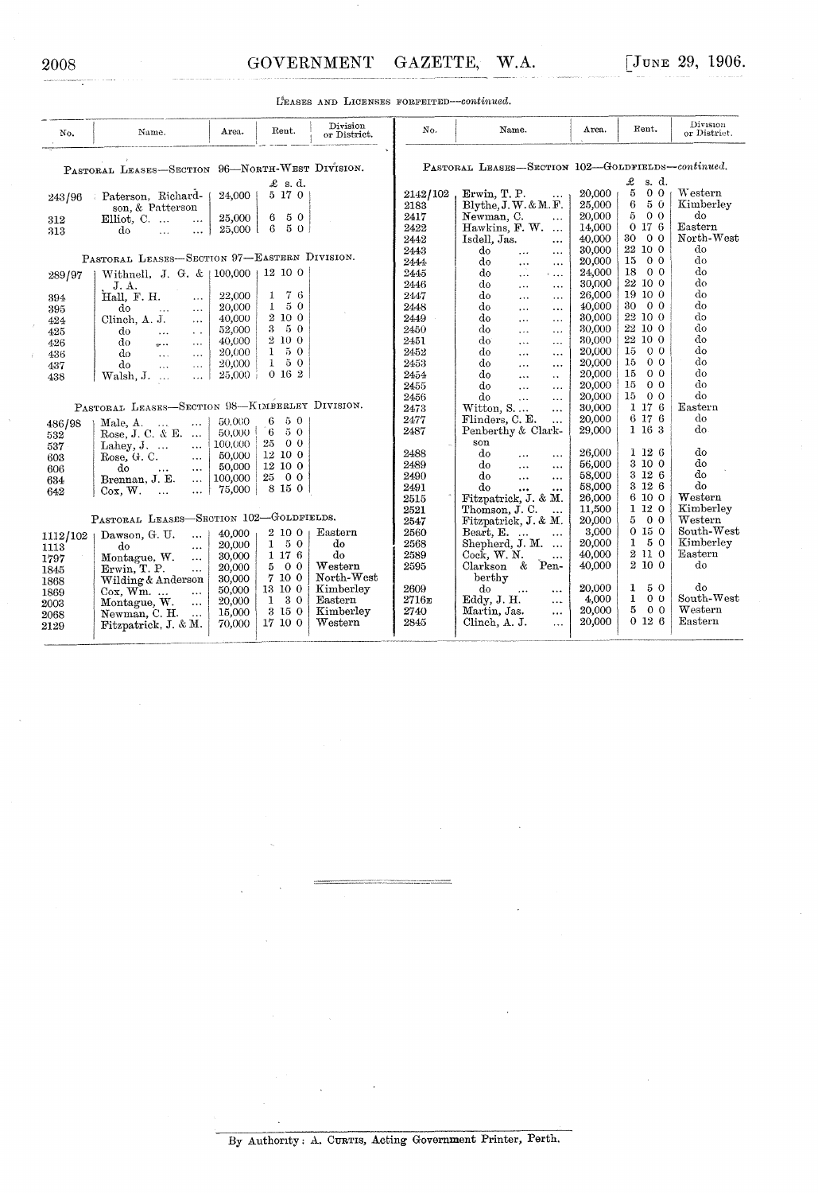Leases and Licenses forfeited—*continued*.

| No. | Name. | Area. | Rent. | Division or District. |
|---|---|---|---|---|
| | **Pastoral Leases—Section 96—North-West Division.** | | | |
| | | | £ s. d. | |
| 243/96 | Paterson, Richardson, & Patterson | 24,000 | 5 17 0 | |
| 312 | Elliot, C. ... ... | 25,000 | 6 5 0 | |
| 313 | do ... ... | 25,000 | 6 5 0 | |
| | **Pastoral Leases—Section 97—Eastern Division.** | | | |
| 289/97 | Withnell, J. G. & J. A. | 100,000 | 12 10 0 | |
| 394 | Hall, F. H. ... | 22,000 | 1 7 6 | |
| 395 | do ... ... | 20,000 | 1 5 0 | |
| 424 | Clinch, A. J. ... | 40,000 | 2 10 0 | |
| 425 | do ... .. | 52,000 | 3 5 0 | |
| 426 | do ... ... | 40,000 | 2 10 0 | |
| 436 | do ... ... | 20,000 | 1 5 0 | |
| 437 | do ... ... | 20,000 | 1 5 0 | |
| 438 | Walsh, J. ... ... | 25,000 | 0 16 2 | |
| | **Pastoral Leases—Section 98—Kimberley Division.** | | | |
| 486/98 | Male, A. ... ... | 50,000 | 6 5 0 | |
| 532 | Rose, J. C. & E. ... | 50,000 | 6 5 0 | |
| 537 | Lahey, J. ... ... | 100,000 | 25 0 0 | |
| 603 | Rose, G. C. ... | 50,000 | 12 10 0 | |
| 606 | do ... ... | 50,000 | 12 10 0 | |
| 634 | Brennan, J. E. ... | 100,000 | 25 0 0 | |
| 642 | Cox, W. ... ... | 75,000 | 8 15 0 | |
| | **Pastoral Leases—Section 102—Goldfields.** | | | |
| 1112/102 | Dawson, G. U. ... | 40,000 | 2 10 0 | Eastern |
| 1113 | do ... ... | 20,000 | 1 5 0 | do |
| 1797 | Montague, W. ... | 30,000 | 1 17 6 | do |
| 1845 | Erwin, T. P. ... | 20,000 | 5 0 0 | Western |
| 1868 | Wilding & Anderson | 30,000 | 7 10 0 | North-West |
| 1869 | Cox, Wm. ... ... | 50,000 | 13 10 0 | Kimberley |
| 2003 | Montague, W. ... | 20,000 | 1 3 0 | Eastern |
| 2068 | Newman, C. H. ... | 15,000 | 3 15 0 | Kimberley |
| 2129 | Fitzpatrick, J. & M. | 70,000 | 17 10 0 | Western |
| | **Pastoral Leases—Section 102—Goldfields—*continued*.** | | | |
| 2142/102 | Erwin, T. P. ... | 20,000 | 5 0 0 | Western |
| 2183 | Blythe, J. W. & M. F. | 25,000 | 6 5 0 | Kimberley |
| 2417 | Newman, C. ... | 20,000 | 5 0 0 | do |
| 2422 | Hawkins, F. W. ... | 14,000 | 0 17 6 | Eastern |
| 2442 | Isdell, Jas. ... | 40,000 | 30 0 0 | North-West |
| 2443 | do ... ... | 30,000 | 22 10 0 | do |
| 2444 | do ... ... | 20,000 | 15 0 0 | do |
| 2445 | do ... ... | 24,000 | 18 0 0 | do |
| 2446 | do ... ... | 30,000 | 22 10 0 | do |
| 2447 | do ... ... | 26,000 | 19 10 0 | do |
| 2448 | do ... ... | 40,000 | 30 0 0 | do |
| 2449 | do ... ... | 30,000 | 22 10 0 | do |
| 2450 | do ... ... | 30,000 | 22 10 0 | do |
| 2451 | do ... ... | 30,000 | 22 10 0 | do |
| 2452 | do ... ... | 20,000 | 15 0 0 | do |
| 2453 | do ... ... | 20,000 | 15 0 0 | do |
| 2454 | do ... .. | 20,000 | 15 0 0 | do |
| 2455 | do ... ... | 20,000 | 15 0 0 | do |
| 2456 | do ... ... | 20,000 | 15 0 0 | do |
| 2473 | Witton, S. ... ... | 30,000 | 1 17 6 | Eastern |
| 2477 | Flinders, C. E. ... | 20,000 | 6 17 6 | do |
| 2487 | Penberthy & Clarkson | 29,000 | 1 16 3 | do |
| 2488 | do ... ... | 26,000 | 1 12 6 | do |
| 2489 | do ... ... | 56,000 | 3 10 0 | do |
| 2490 | do ... ... | 58,000 | 3 12 6 | do |
| 2491 | do ... ... | 58,000 | 3 12 6 | do |
| 2515 | Fitzpatrick, J. & M. | 26,000 | 6 10 0 | Western |
| 2521 | Thomson, J. C. ... | 11,500 | 1 12 0 | Kimberley |
| 2547 | Fitzpatrick, J. & M. | 20,000 | 5 0 0 | Western |
| 2560 | Beart, E. ... ... | 3,000 | 0 15 0 | South-West |
| 2568 | Shepherd, J. M. ... | 20,000 | 1 5 0 | Kimberley |
| 2589 | Cock, W. N. ... | 40,000 | 2 11 0 | Eastern |
| 2595 | Clarkson & Penberthy | 40,000 | 2 10 0 | do |
| 2609 | do ... ... | 20,000 | 1 5 0 | do |
| 2716E | Eddy, J. H. ... | 4,000 | 1 0 0 | South-West |
| 2740 | Martin, Jas. ... | 20,000 | 5 0 0 | Western |
| 2845 | Clinch, A. J. ... | 20,000 | 0 12 6 | Eastern |

---

By Authority: A. Curtis, Acting Government Printer, Perth.